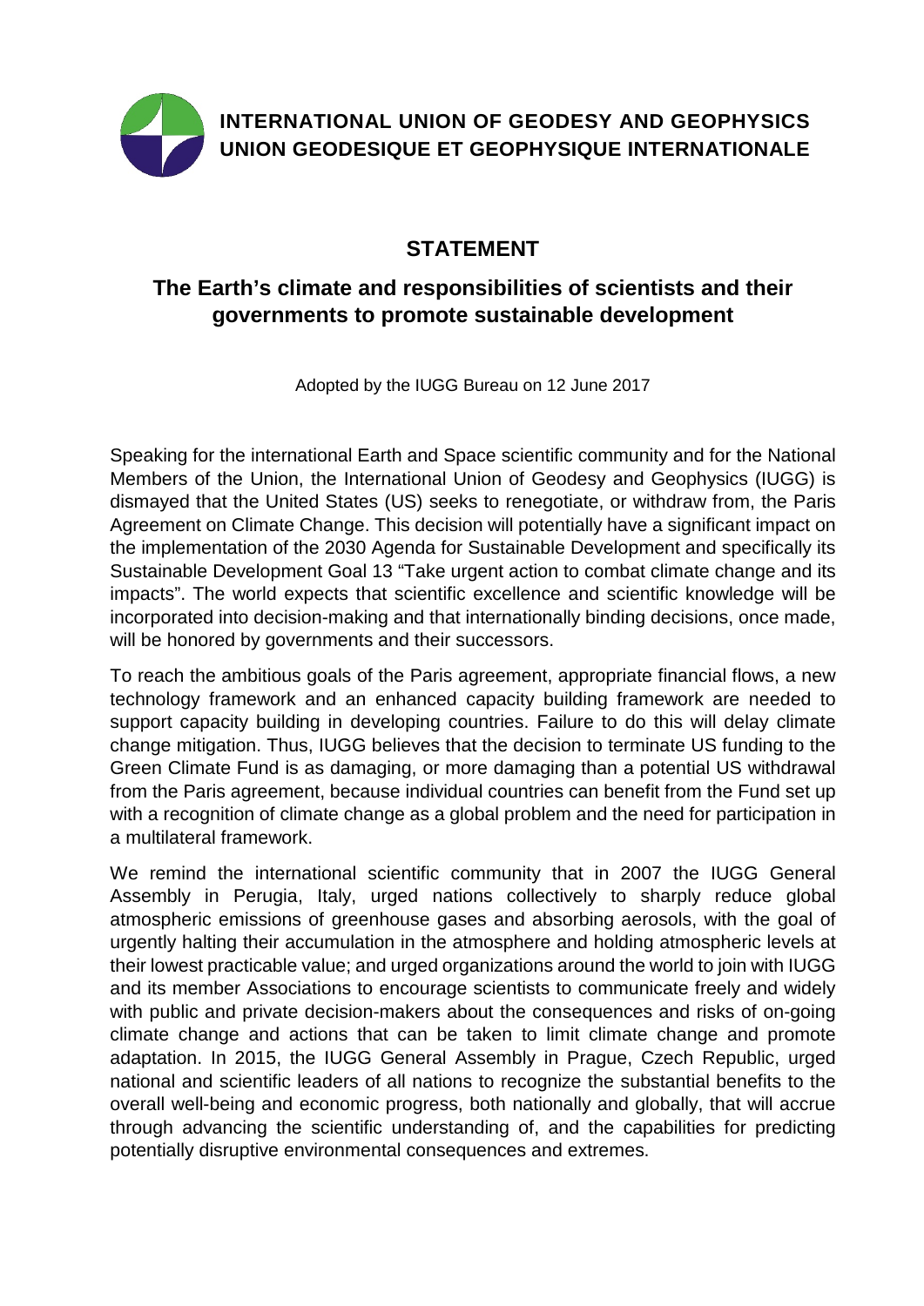**INTERNATIONAL UNION OF GEODESY AND GEOPHYSICS**
**UNION GEODESIQUE ET GEOPHYSIQUE INTERNATIONALE**

# STATEMENT

## The Earth's climate and responsibilities of scientists and their governments to promote sustainable development

Adopted by the IUGG Bureau on 12 June 2017

Speaking for the international Earth and Space scientific community and for the National Members of the Union, the International Union of Geodesy and Geophysics (IUGG) is dismayed that the United States (US) seeks to renegotiate, or withdraw from, the Paris Agreement on Climate Change. This decision will potentially have a significant impact on the implementation of the 2030 Agenda for Sustainable Development and specifically its Sustainable Development Goal 13 "Take urgent action to combat climate change and its impacts". The world expects that scientific excellence and scientific knowledge will be incorporated into decision-making and that internationally binding decisions, once made, will be honored by governments and their successors.

To reach the ambitious goals of the Paris agreement, appropriate financial flows, a new technology framework and an enhanced capacity building framework are needed to support capacity building in developing countries. Failure to do this will delay climate change mitigation. Thus, IUGG believes that the decision to terminate US funding to the Green Climate Fund is as damaging, or more damaging than a potential US withdrawal from the Paris agreement, because individual countries can benefit from the Fund set up with a recognition of climate change as a global problem and the need for participation in a multilateral framework.

We remind the international scientific community that in 2007 the IUGG General Assembly in Perugia, Italy, urged nations collectively to sharply reduce global atmospheric emissions of greenhouse gases and absorbing aerosols, with the goal of urgently halting their accumulation in the atmosphere and holding atmospheric levels at their lowest practicable value; and urged organizations around the world to join with IUGG and its member Associations to encourage scientists to communicate freely and widely with public and private decision-makers about the consequences and risks of on-going climate change and actions that can be taken to limit climate change and promote adaptation. In 2015, the IUGG General Assembly in Prague, Czech Republic, urged national and scientific leaders of all nations to recognize the substantial benefits to the overall well-being and economic progress, both nationally and globally, that will accrue through advancing the scientific understanding of, and the capabilities for predicting potentially disruptive environmental consequences and extremes.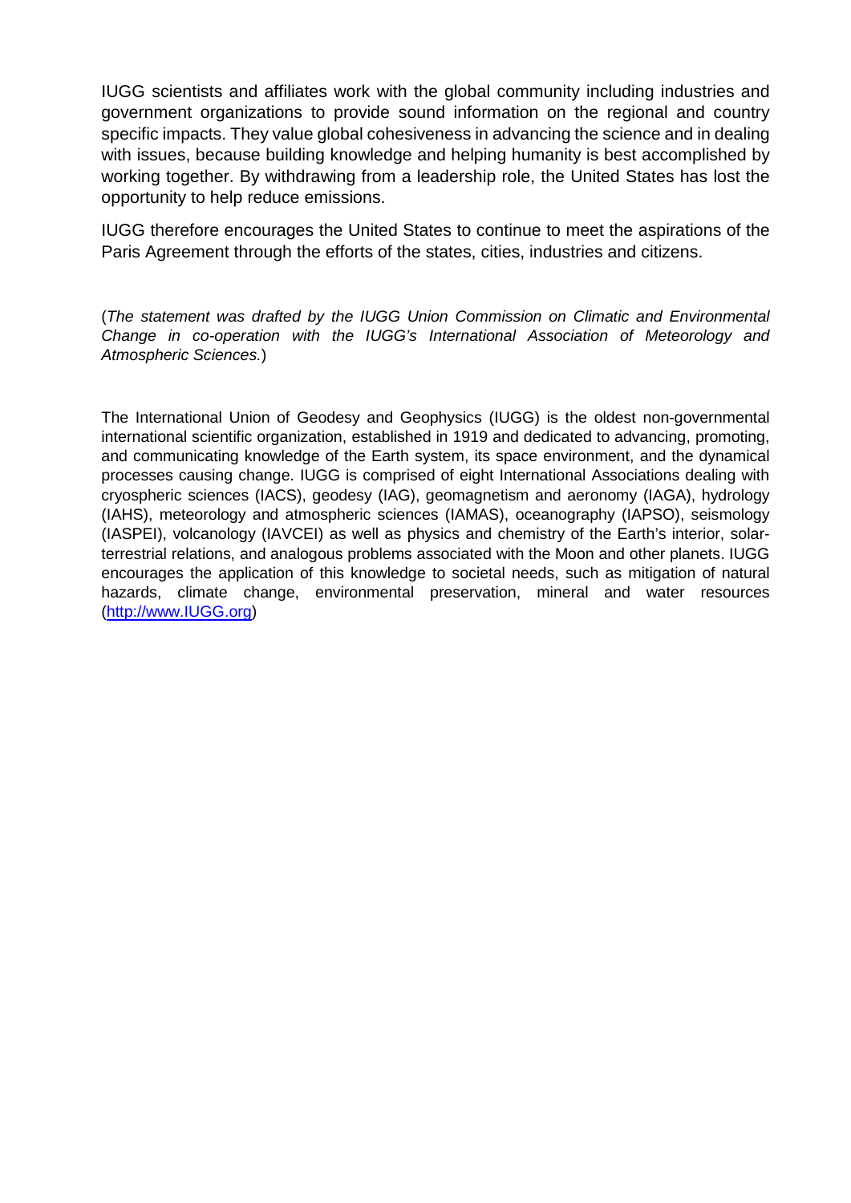IUGG scientists and affiliates work with the global community including industries and government organizations to provide sound information on the regional and country specific impacts. They value global cohesiveness in advancing the science and in dealing with issues, because building knowledge and helping humanity is best accomplished by working together. By withdrawing from a leadership role, the United States has lost the opportunity to help reduce emissions.

IUGG therefore encourages the United States to continue to meet the aspirations of the Paris Agreement through the efforts of the states, cities, industries and citizens.

(*The statement was drafted by the IUGG Union Commission on Climatic and Environmental Change in co-operation with the IUGG's International Association of Meteorology and Atmospheric Sciences.*)

The International Union of Geodesy and Geophysics (IUGG) is the oldest non-governmental international scientific organization, established in 1919 and dedicated to advancing, promoting, and communicating knowledge of the Earth system, its space environment, and the dynamical processes causing change. IUGG is comprised of eight International Associations dealing with cryospheric sciences (IACS), geodesy (IAG), geomagnetism and aeronomy (IAGA), hydrology (IAHS), meteorology and atmospheric sciences (IAMAS), oceanography (IAPSO), seismology (IASPEI), volcanology (IAVCEI) as well as physics and chemistry of the Earth's interior, solar-terrestrial relations, and analogous problems associated with the Moon and other planets. IUGG encourages the application of this knowledge to societal needs, such as mitigation of natural hazards, climate change, environmental preservation, mineral and water resources ([http://www.IUGG.org](http://www.IUGG.org))